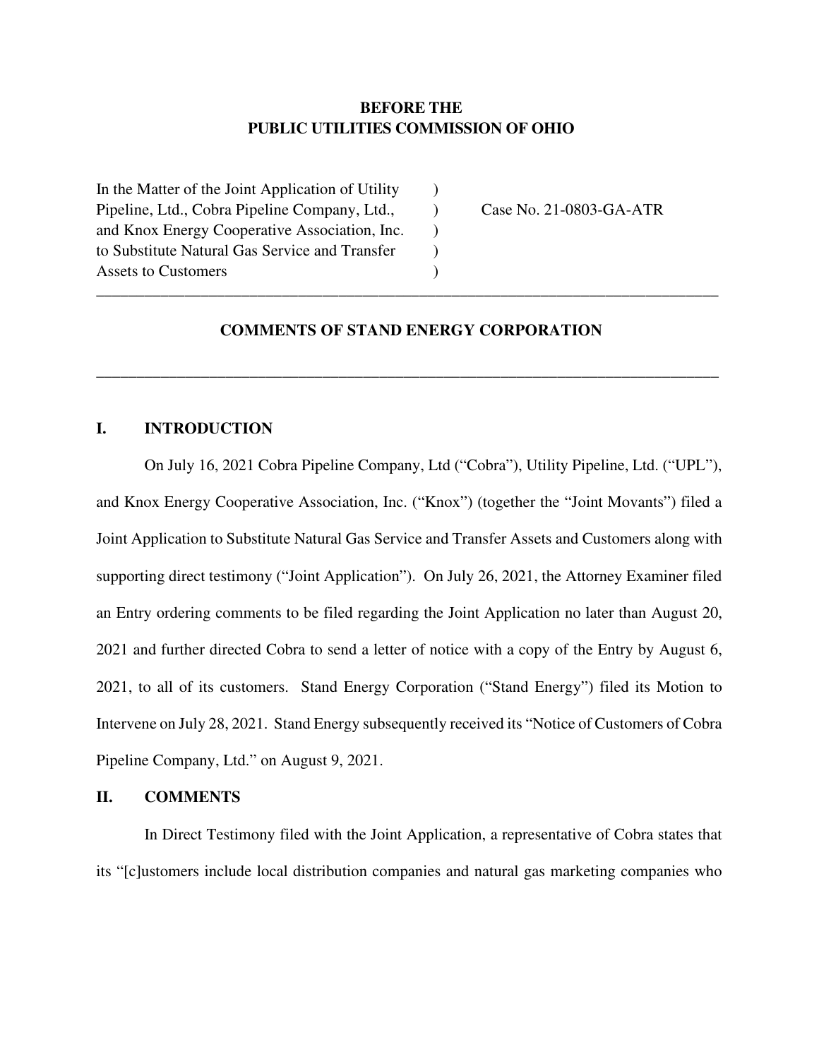**BEFORE THE**
**PUBLIC UTILITIES COMMISSION OF OHIO**

| | | |
|---|---|---|
| In the Matter of the Joint Application of Utility Pipeline, Ltd., Cobra Pipeline Company, Ltd., and Knox Energy Cooperative Association, Inc. to Substitute Natural Gas Service and Transfer Assets to Customers | ) ) ) ) ) | Case No. 21-0803-GA-ATR |

---

**COMMENTS OF STAND ENERGY CORPORATION**

---

## I. INTRODUCTION

On July 16, 2021 Cobra Pipeline Company, Ltd ("Cobra"), Utility Pipeline, Ltd. ("UPL"), and Knox Energy Cooperative Association, Inc. ("Knox") (together the "Joint Movants") filed a Joint Application to Substitute Natural Gas Service and Transfer Assets and Customers along with supporting direct testimony ("Joint Application"). On July 26, 2021, the Attorney Examiner filed an Entry ordering comments to be filed regarding the Joint Application no later than August 20, 2021 and further directed Cobra to send a letter of notice with a copy of the Entry by August 6, 2021, to all of its customers. Stand Energy Corporation ("Stand Energy") filed its Motion to Intervene on July 28, 2021. Stand Energy subsequently received its "Notice of Customers of Cobra Pipeline Company, Ltd." on August 9, 2021.

## II. COMMENTS

In Direct Testimony filed with the Joint Application, a representative of Cobra states that its "[c]ustomers include local distribution companies and natural gas marketing companies who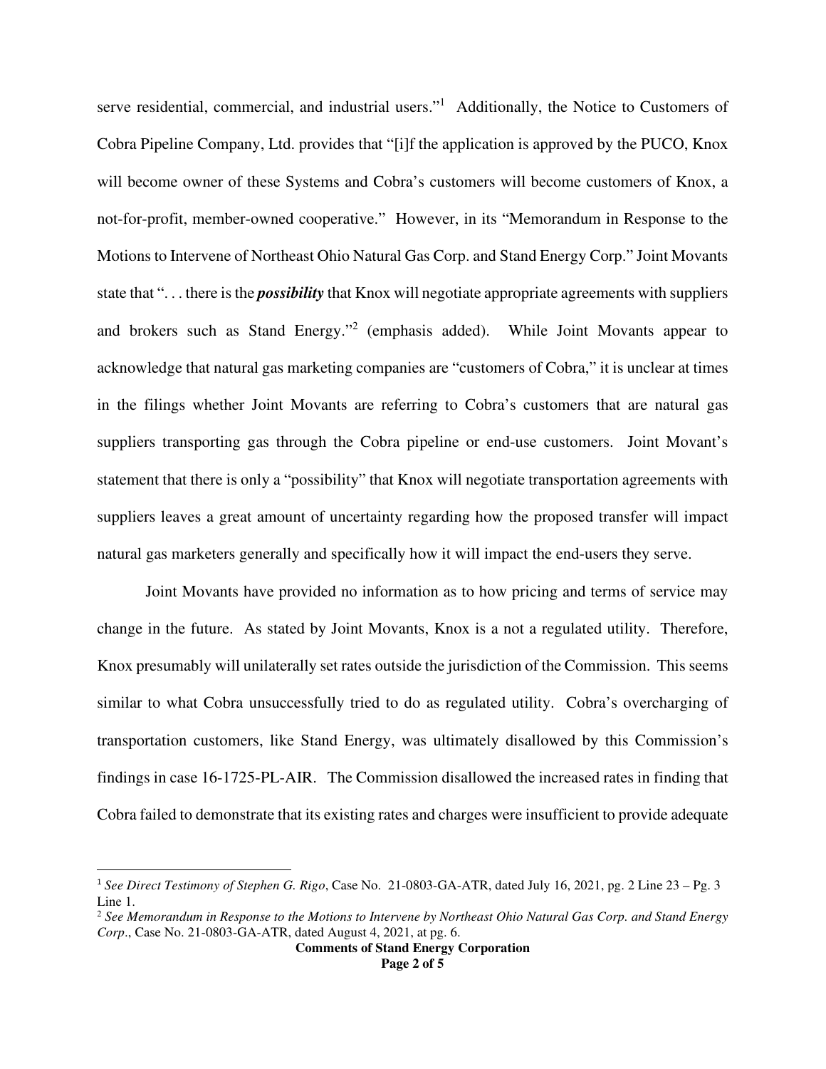serve residential, commercial, and industrial users."[1] Additionally, the Notice to Customers of Cobra Pipeline Company, Ltd. provides that "[i]f the application is approved by the PUCO, Knox will become owner of these Systems and Cobra's customers will become customers of Knox, a not-for-profit, member-owned cooperative." However, in its "Memorandum in Response to the Motions to Intervene of Northeast Ohio Natural Gas Corp. and Stand Energy Corp." Joint Movants state that ". . . there is the ***possibility*** that Knox will negotiate appropriate agreements with suppliers and brokers such as Stand Energy."[2] (emphasis added). While Joint Movants appear to acknowledge that natural gas marketing companies are "customers of Cobra," it is unclear at times in the filings whether Joint Movants are referring to Cobra's customers that are natural gas suppliers transporting gas through the Cobra pipeline or end-use customers. Joint Movant's statement that there is only a "possibility" that Knox will negotiate transportation agreements with suppliers leaves a great amount of uncertainty regarding how the proposed transfer will impact natural gas marketers generally and specifically how it will impact the end-users they serve.

Joint Movants have provided no information as to how pricing and terms of service may change in the future. As stated by Joint Movants, Knox is a not a regulated utility. Therefore, Knox presumably will unilaterally set rates outside the jurisdiction of the Commission. This seems similar to what Cobra unsuccessfully tried to do as regulated utility. Cobra's overcharging of transportation customers, like Stand Energy, was ultimately disallowed by this Commission's findings in case 16-1725-PL-AIR. The Commission disallowed the increased rates in finding that Cobra failed to demonstrate that its existing rates and charges were insufficient to provide adequate

---

[1] *See Direct Testimony of Stephen G. Rigo*, Case No. 21-0803-GA-ATR, dated July 16, 2021, pg. 2 Line 23 – Pg. 3 Line 1.

[2] *See Memorandum in Response to the Motions to Intervene by Northeast Ohio Natural Gas Corp. and Stand Energy Corp.*, Case No. 21-0803-GA-ATR, dated August 4, 2021, at pg. 6.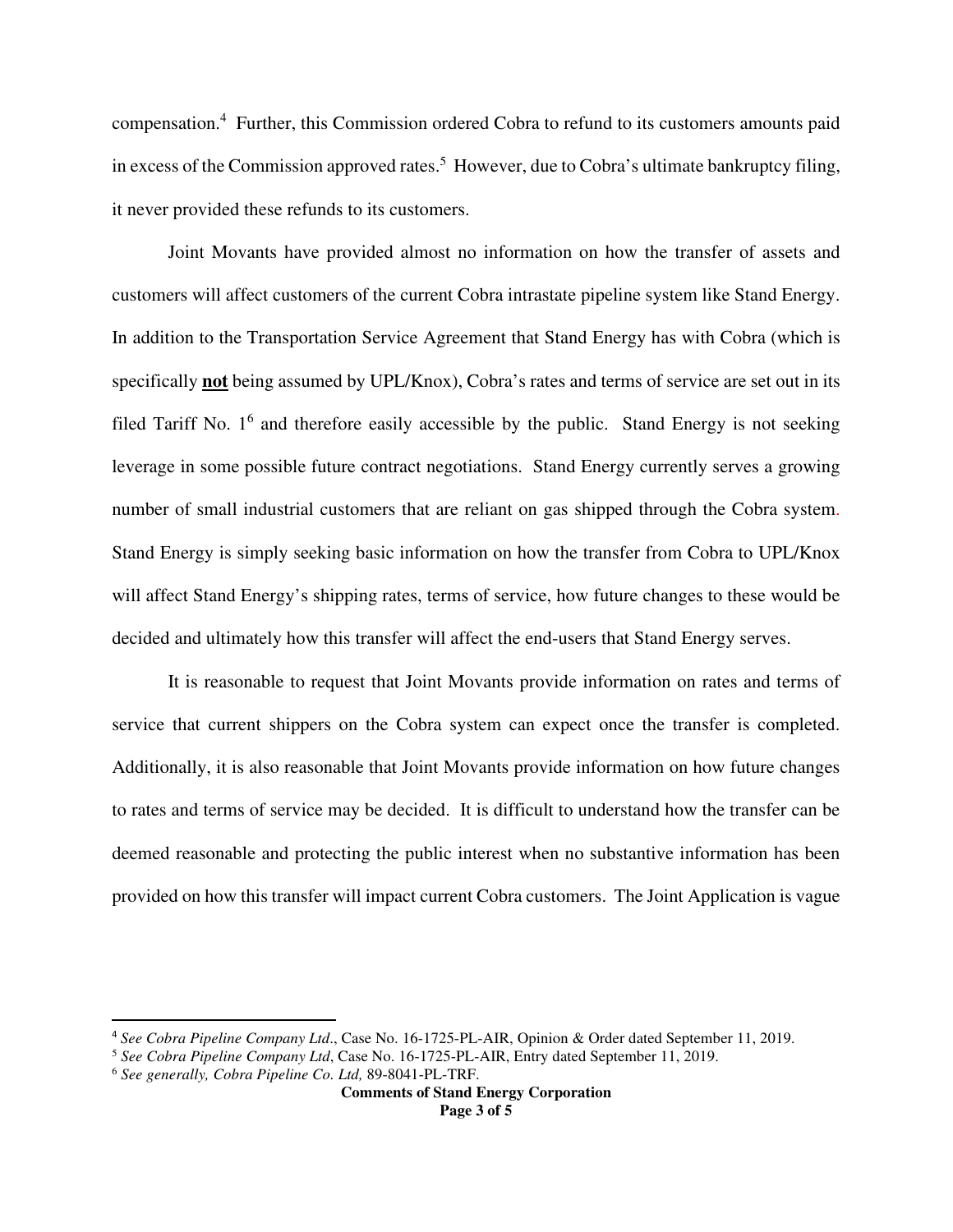compensation.[4] Further, this Commission ordered Cobra to refund to its customers amounts paid in excess of the Commission approved rates.[5] However, due to Cobra's ultimate bankruptcy filing, it never provided these refunds to its customers.

Joint Movants have provided almost no information on how the transfer of assets and customers will affect customers of the current Cobra intrastate pipeline system like Stand Energy. In addition to the Transportation Service Agreement that Stand Energy has with Cobra (which is specifically **not** being assumed by UPL/Knox), Cobra's rates and terms of service are set out in its filed Tariff No. 1[6] and therefore easily accessible by the public. Stand Energy is not seeking leverage in some possible future contract negotiations. Stand Energy currently serves a growing number of small industrial customers that are reliant on gas shipped through the Cobra system. Stand Energy is simply seeking basic information on how the transfer from Cobra to UPL/Knox will affect Stand Energy's shipping rates, terms of service, how future changes to these would be decided and ultimately how this transfer will affect the end-users that Stand Energy serves.

It is reasonable to request that Joint Movants provide information on rates and terms of service that current shippers on the Cobra system can expect once the transfer is completed. Additionally, it is also reasonable that Joint Movants provide information on how future changes to rates and terms of service may be decided. It is difficult to understand how the transfer can be deemed reasonable and protecting the public interest when no substantive information has been provided on how this transfer will impact current Cobra customers. The Joint Application is vague

---

[4] *See Cobra Pipeline Company Ltd*., Case No. 16-1725-PL-AIR, Opinion & Order dated September 11, 2019.

[5] *See Cobra Pipeline Company Ltd*, Case No. 16-1725-PL-AIR, Entry dated September 11, 2019.

[6] *See generally, Cobra Pipeline Co. Ltd,* 89-8041-PL-TRF.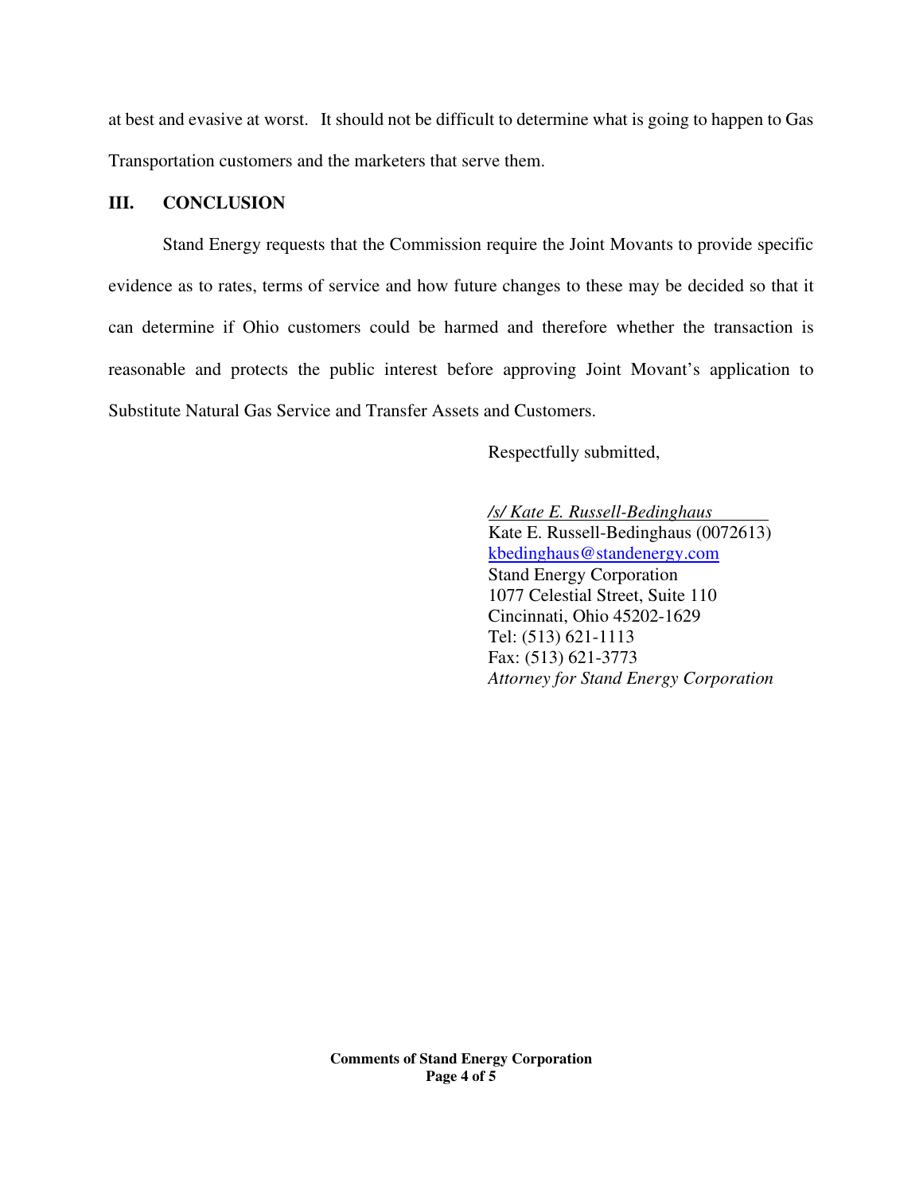at best and evasive at worst. It should not be difficult to determine what is going to happen to Gas Transportation customers and the marketers that serve them.

## III. CONCLUSION

Stand Energy requests that the Commission require the Joint Movants to provide specific evidence as to rates, terms of service and how future changes to these may be decided so that it can determine if Ohio customers could be harmed and therefore whether the transaction is reasonable and protects the public interest before approving Joint Movant's application to Substitute Natural Gas Service and Transfer Assets and Customers.

Respectfully submitted,

*/s/ Kate E. Russell-Bedinghaus*
Kate E. Russell-Bedinghaus (0072613)
kbedinghaus@standenergy.com
Stand Energy Corporation
1077 Celestial Street, Suite 110
Cincinnati, Ohio 45202-1629
Tel: (513) 621-1113
Fax: (513) 621-3773
*Attorney for Stand Energy Corporation*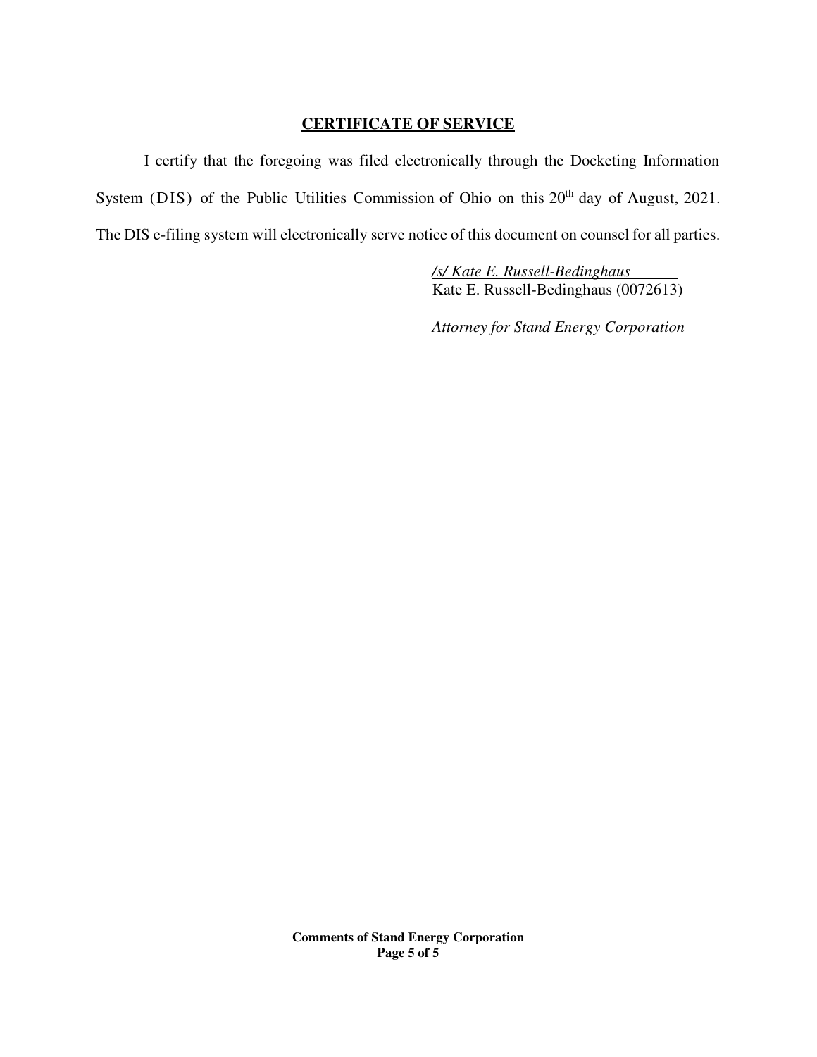## CERTIFICATE OF SERVICE

I certify that the foregoing was filed electronically through the Docketing Information System (DIS) of the Public Utilities Commission of Ohio on this 20th day of August, 2021. The DIS e-filing system will electronically serve notice of this document on counsel for all parties.

/s/ Kate E. Russell-Bedinghaus  
Kate E. Russell-Bedinghaus (0072613)

*Attorney for Stand Energy Corporation*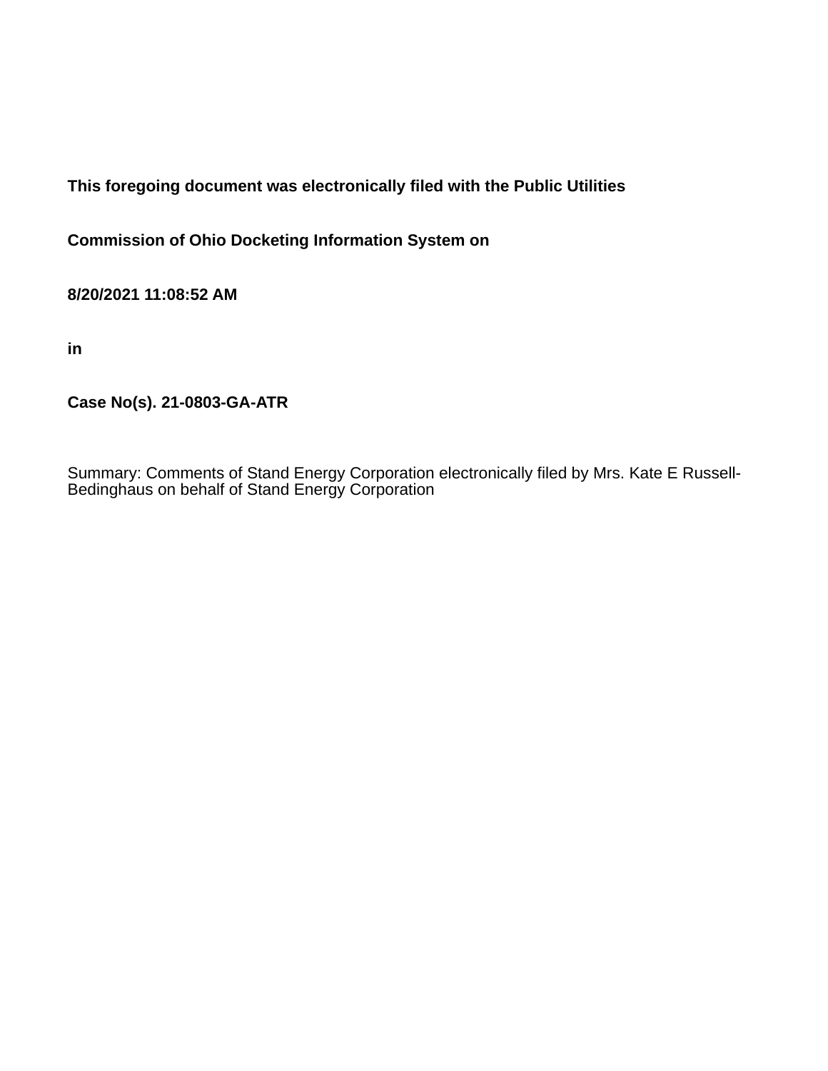**This foregoing document was electronically filed with the Public Utilities**

**Commission of Ohio Docketing Information System on**

**8/20/2021 11:08:52 AM**

**in**

**Case No(s). 21-0803-GA-ATR**

Summary: Comments of Stand Energy Corporation electronically filed by Mrs. Kate E Russell-Bedinghaus on behalf of Stand Energy Corporation